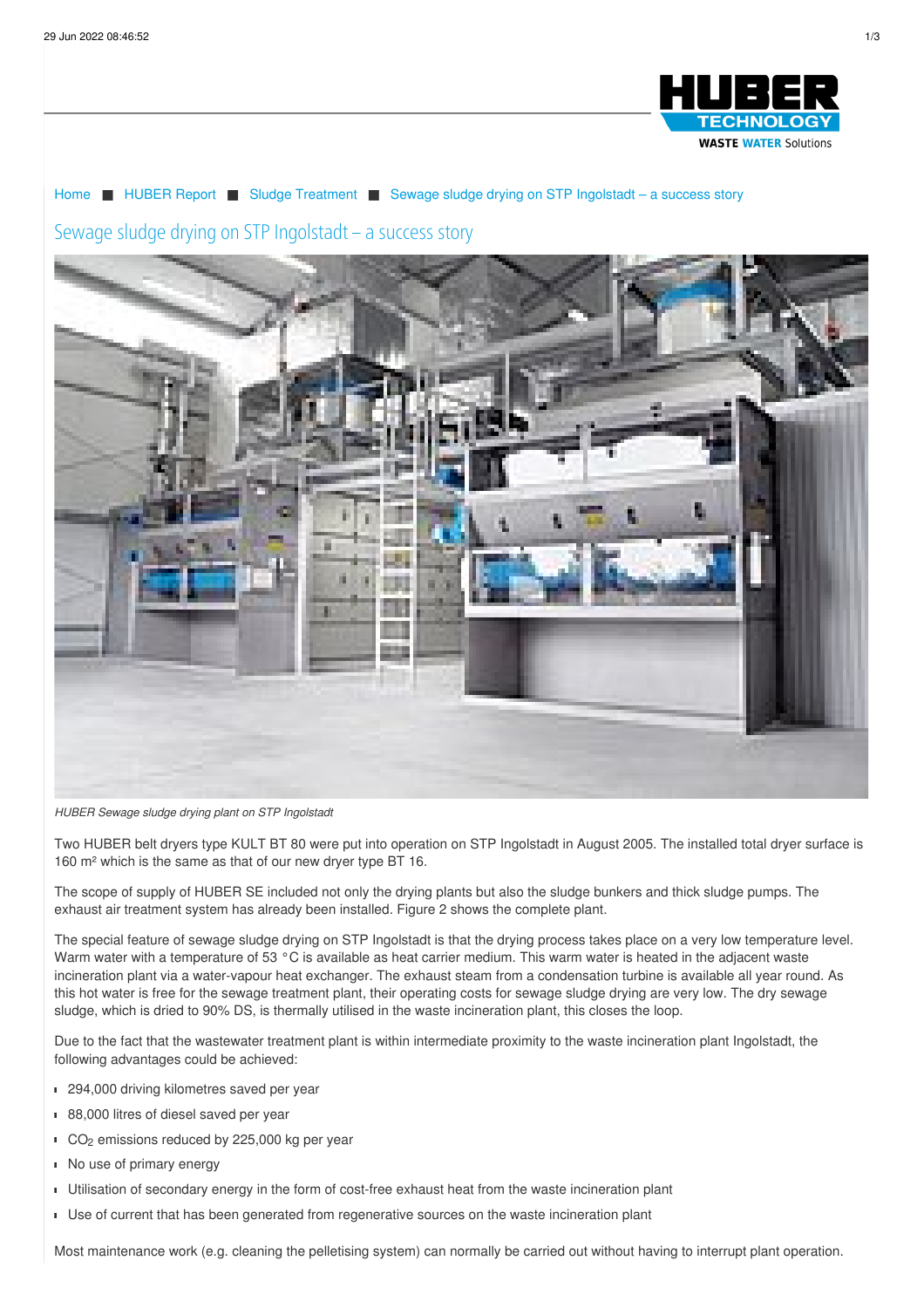Home ■ HUBER Report ■ Sludge Treatment ■ Sewage sludge drying on STP Ingolstadt – a success story

# Sewage sludge drying on STP Ingolstadt – a success story

*HUBER Sewage sludge drying plant on STP Ingolstadt*

Two HUBER belt dryers type KULT BT 80 were put into operation on STP Ingolstadt in August 2005. The installed total dryer surface is 160 m² which is the same as that of our new dryer type BT 16.

The scope of supply of HUBER SE included not only the drying plants but also the sludge bunkers and thick sludge pumps. The exhaust air treatment system has already been installed. Figure 2 shows the complete plant.

The special feature of sewage sludge drying on STP Ingolstadt is that the drying process takes place on a very low temperature level. Warm water with a temperature of 53 °C is available as heat carrier medium. This warm water is heated in the adjacent waste incineration plant via a water-vapour heat exchanger. The exhaust steam from a condensation turbine is available all year round. As this hot water is free for the sewage treatment plant, their operating costs for sewage sludge drying are very low. The dry sewage sludge, which is dried to 90% DS, is thermally utilised in the waste incineration plant, this closes the loop.

Due to the fact that the wastewater treatment plant is within intermediate proximity to the waste incineration plant Ingolstadt, the following advantages could be achieved:

- 294,000 driving kilometres saved per year
- 88,000 litres of diesel saved per year
- $CO_2$ emissions reduced by 225,000 kg per year
- No use of primary energy
- Utilisation of secondary energy in the form of cost-free exhaust heat from the waste incineration plant
- Use of current that has been generated from regenerative sources on the waste incineration plant

Most maintenance work (e.g. cleaning the pelletising system) can normally be carried out without having to interrupt plant operation.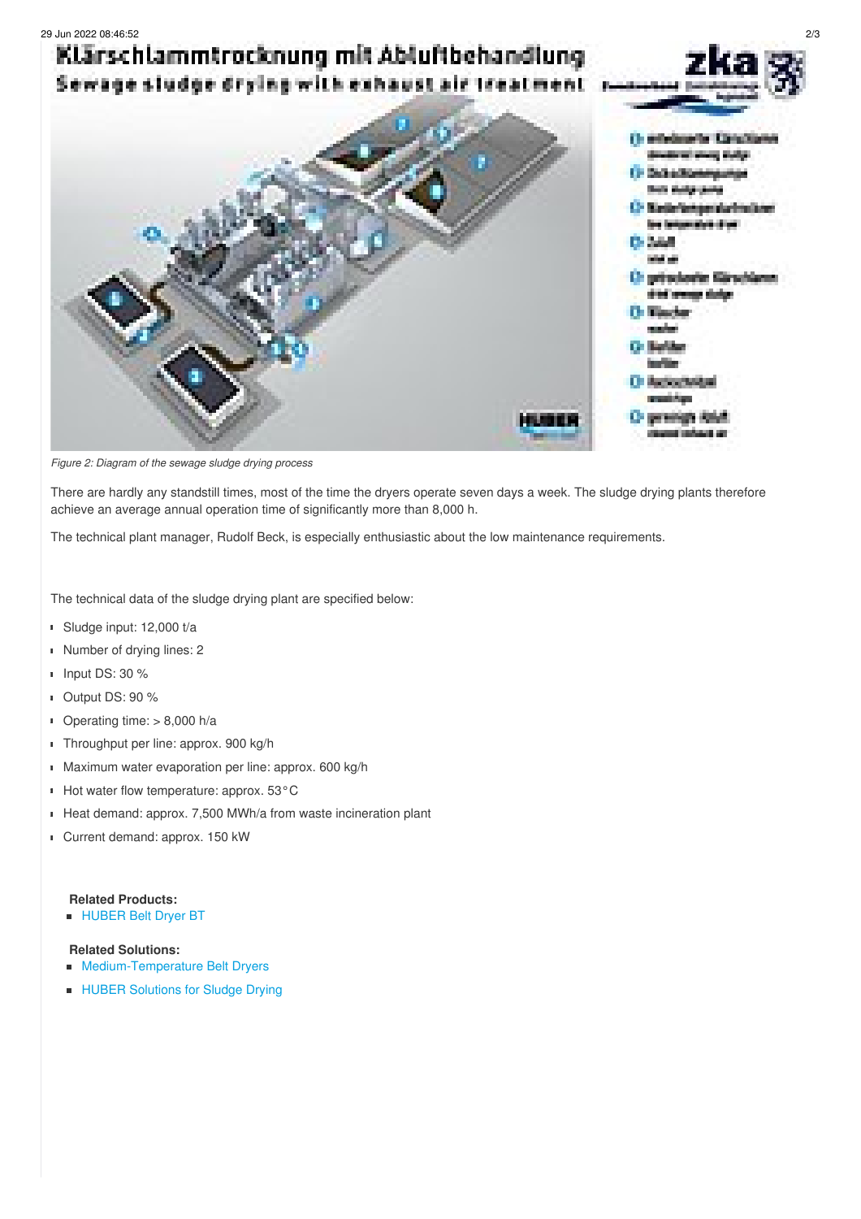*Figure 2: Diagram of the sewage sludge drying process*

There are hardly any standstill times, most of the time the dryers operate seven days a week. The sludge drying plants therefore achieve an average annual operation time of significantly more than 8,000 h.

The technical plant manager, Rudolf Beck, is especially enthusiastic about the low maintenance requirements.

The technical data of the sludge drying plant are specified below:

- Sludge input: 12,000 t/a
- Number of drying lines: 2
- Input DS: 30 %
- Output DS: 90 %
- Operating time: > 8,000 h/a
- Throughput per line: approx. 900 kg/h
- Maximum water evaporation per line: approx. 600 kg/h
- Hot water flow temperature: approx. 53°C
- Heat demand: approx. 7,500 MWh/a from waste incineration plant
- Current demand: approx. 150 kW

**Related Products:**

- HUBER Belt Dryer BT

**Related Solutions:**

- Medium-Temperature Belt Dryers
- HUBER Solutions for Sludge Drying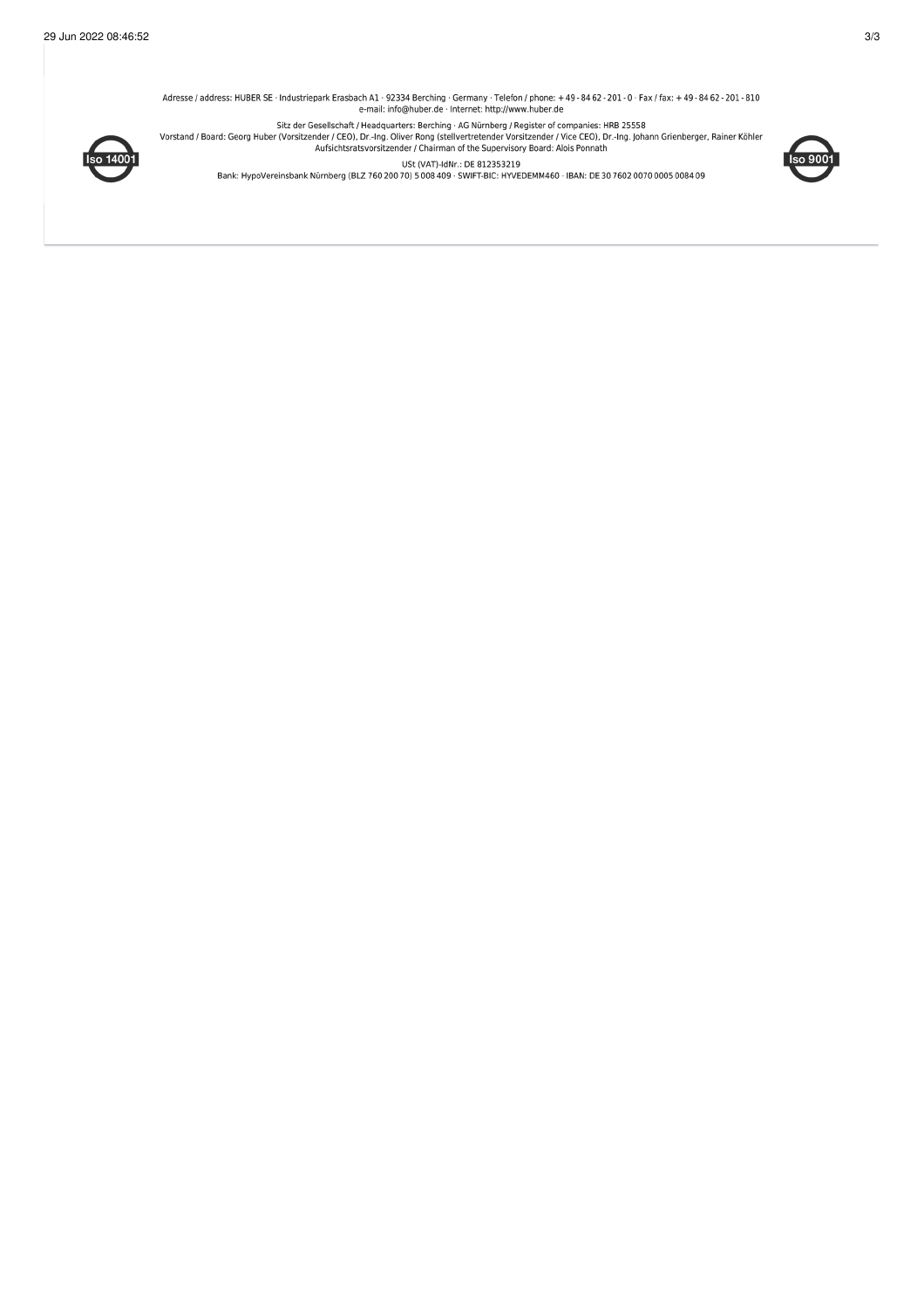Adresse / address: HUBER SE · Industriepark Erasbach A1 · 92334 Berching · Germany · Telefon / phone: + 49 - 84 62 - 201 - 0 · Fax / fax: + 49 - 84 62 - 201 - 810
e-mail: info@huber.de · Internet: http://www.huber.de

Sitz der Gesellschaft / Headquarters: Berching · AG Nürnberg / Register of companies: HRB 25558
Vorstand / Board: Georg Huber (Vorsitzender / CEO), Dr.-Ing. Oliver Rong (stellvertretender Vorsitzender / Vice CEO), Dr.-Ing. Johann Grienberger, Rainer Köhler
Aufsichtsratsvorsitzender / Chairman of the Supervisory Board: Alois Ponnath

USt (VAT)-IdNr.: DE 812353219
Bank: HypoVereinsbank Nürnberg (BLZ 760 200 70) 5 008 409 · SWIFT-BIC: HYVEDEMM460 · IBAN: DE 30 7602 0070 0005 0084 09

Iso 14001

Iso 9001